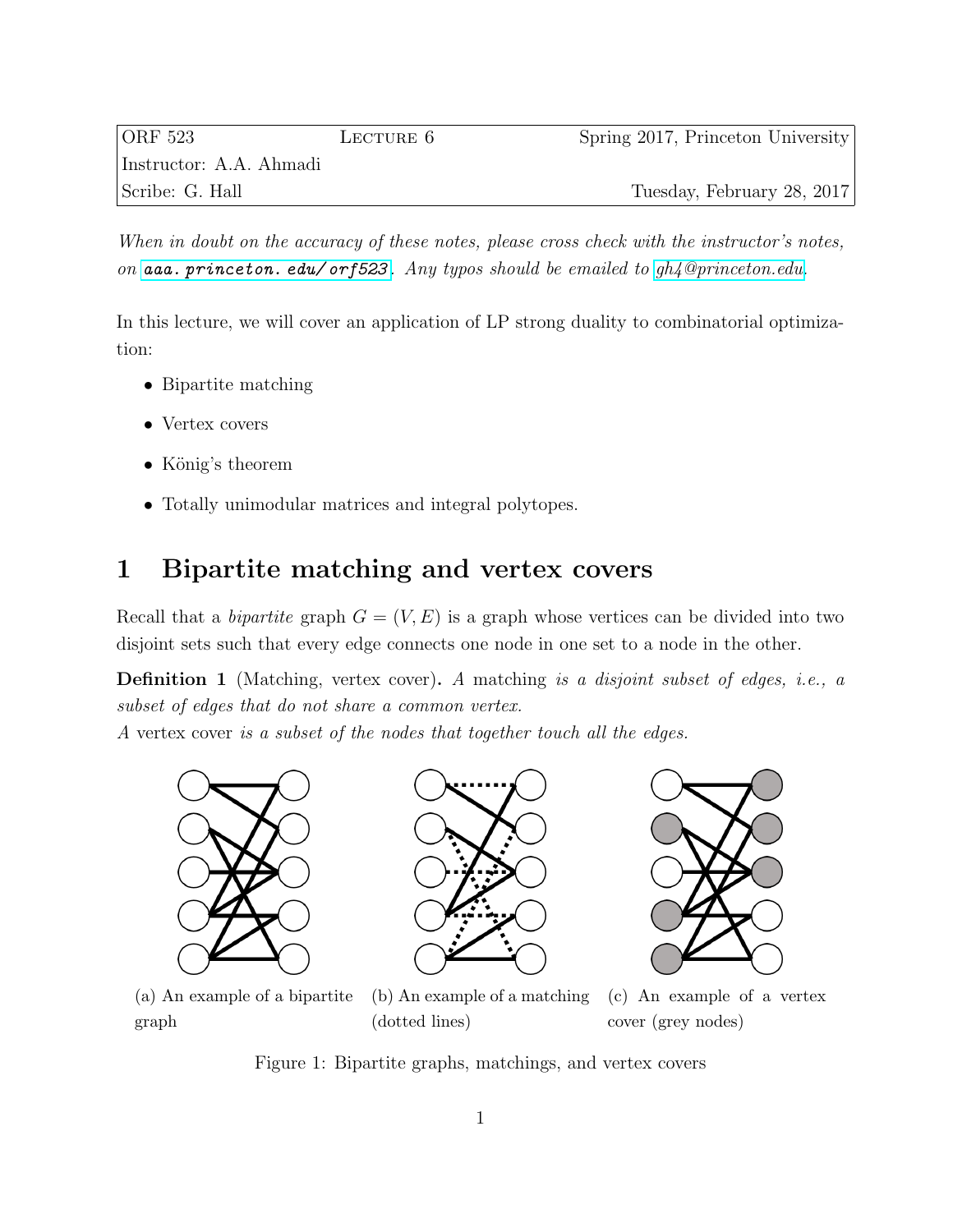| ORF 523 | Lecture 6 | Spring 2017, Princeton University |
| --- | --- | --- |
| Instructor: A.A. Ahmadi | | |
| Scribe: G. Hall | | Tuesday, February 28, 2017 |

*When in doubt on the accuracy of these notes, please cross check with the instructor's notes, on aaa.princeton.edu/orf523. Any typos should be emailed to gh4@princeton.edu.*

In this lecture, we will cover an application of LP strong duality to combinatorial optimization:

- Bipartite matching
- Vertex covers
- König's theorem
- Totally unimodular matrices and integral polytopes.

# 1 Bipartite matching and vertex covers

Recall that a *bipartite* graph $G = (V, E)$ is a graph whose vertices can be divided into two disjoint sets such that every edge connects one node in one set to a node in the other.

**Definition 1** (Matching, vertex cover)**.** *A* matching *is a disjoint subset of edges, i.e., a subset of edges that do not share a common vertex.*
*A* vertex cover *is a subset of the nodes that together touch all the edges.*

(a) An example of a bipartite graph

(b) An example of a matching (dotted lines)

(c) An example of a vertex cover (grey nodes)

Figure 1: Bipartite graphs, matchings, and vertex covers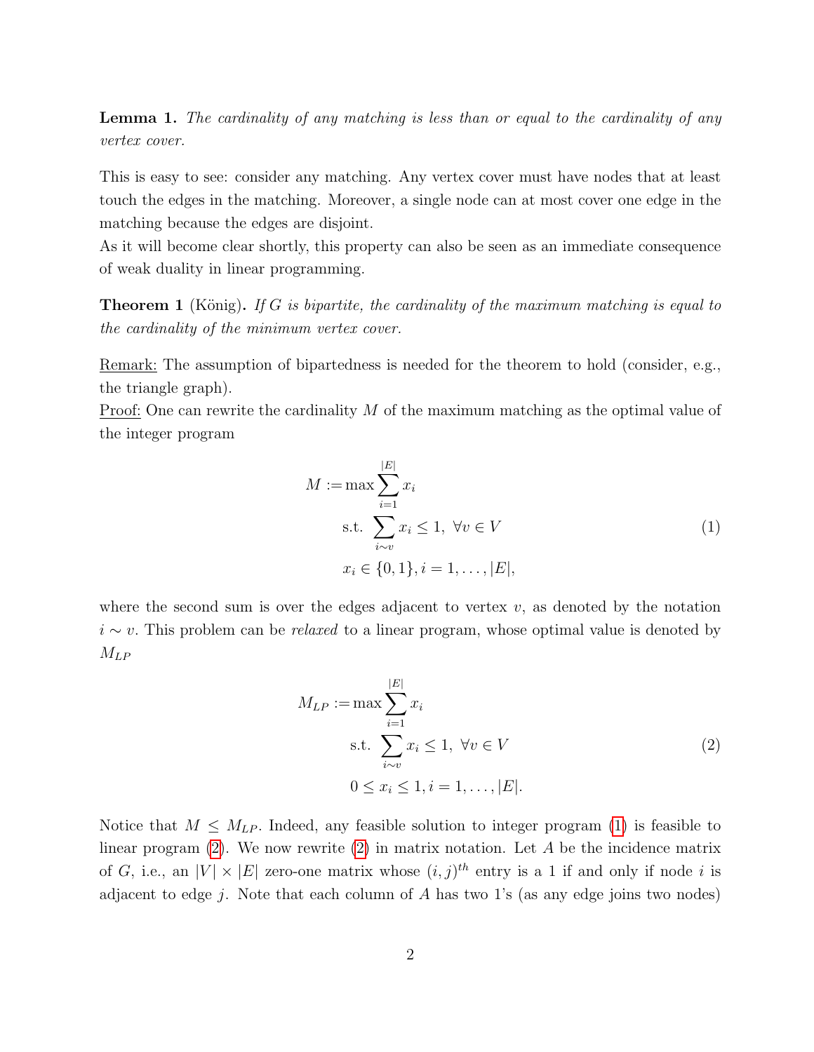**Lemma 1.** *The cardinality of any matching is less than or equal to the cardinality of any vertex cover.*

This is easy to see: consider any matching. Any vertex cover must have nodes that at least touch the edges in the matching. Moreover, a single node can at most cover one edge in the matching because the edges are disjoint.
As it will become clear shortly, this property can also be seen as an immediate consequence of weak duality in linear programming.

**Theorem 1** (König)**.** *If $G$ is bipartite, the cardinality of the maximum matching is equal to the cardinality of the minimum vertex cover.*

Remark: The assumption of bipartedness is needed for the theorem to hold (consider, e.g., the triangle graph).
Proof: One can rewrite the cardinality $M$ of the maximum matching as the optimal value of the integer program

$$
\begin{aligned}
M := \max & \sum_{i=1}^{|E|} x_i \\
\text{s.t. } & \sum_{i \sim v} x_i \leq 1, \ \forall v \in V \\
& x_i \in \{0, 1\}, i = 1, \ldots, |E|,
\end{aligned}
\tag{1}
$$

where the second sum is over the edges adjacent to vertex $v$, as denoted by the notation $i \sim v$. This problem can be *relaxed* to a linear program, whose optimal value is denoted by $M_{LP}$

$$
\begin{aligned}
M_{LP} := \max & \sum_{i=1}^{|E|} x_i \\
\text{s.t. } & \sum_{i \sim v} x_i \leq 1, \ \forall v \in V \\
& 0 \leq x_i \leq 1, i = 1, \ldots, |E|.
\end{aligned}
\tag{2}
$$

Notice that $M \leq M_{LP}$. Indeed, any feasible solution to integer program (1) is feasible to linear program (2). We now rewrite (2) in matrix notation. Let $A$ be the incidence matrix of $G$, i.e., an $|V| \times |E|$ zero-one matrix whose $(i, j)^{th}$ entry is a 1 if and only if node $i$ is adjacent to edge $j$. Note that each column of $A$ has two 1's (as any edge joins two nodes)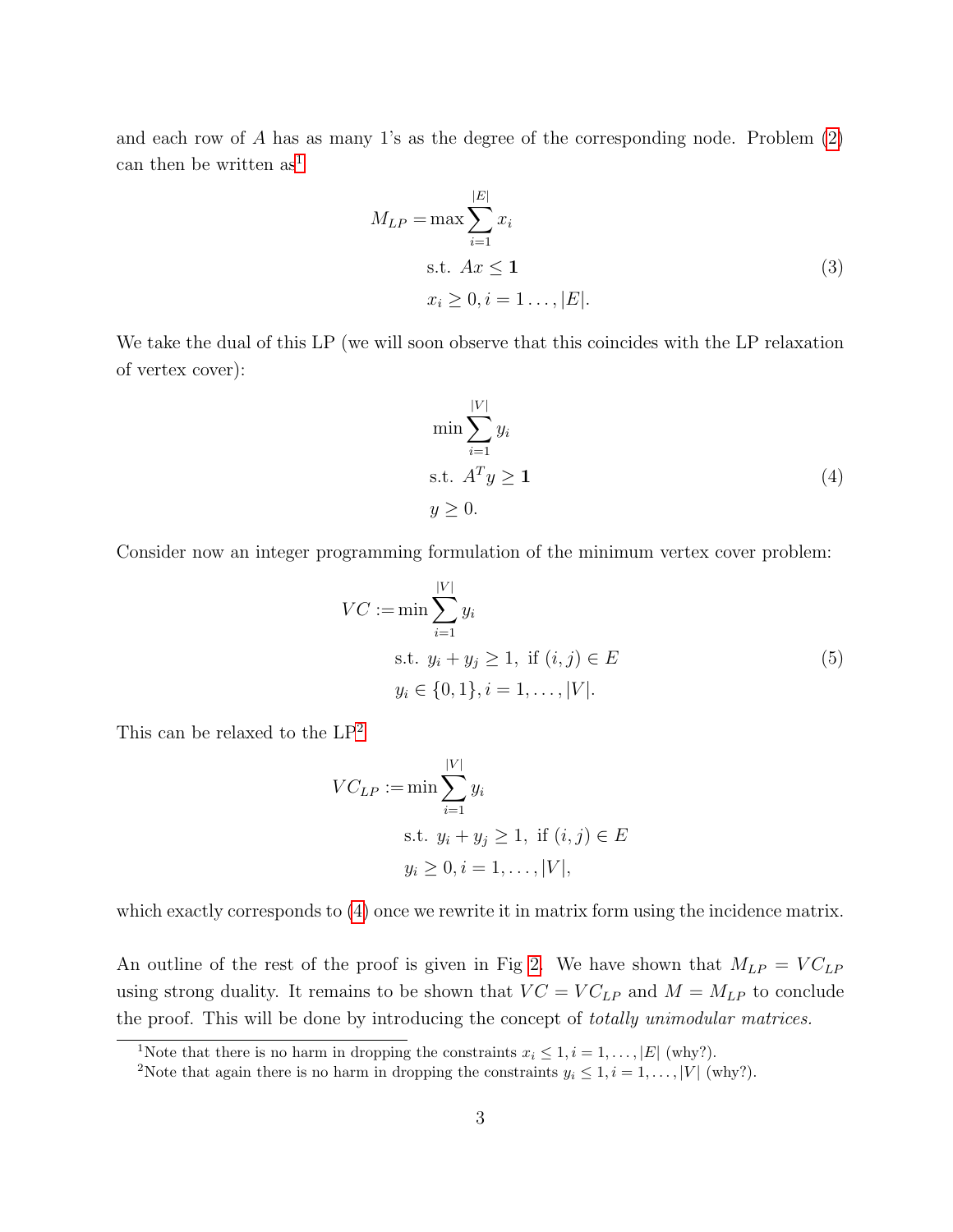and each row of $A$ has as many 1's as the degree of the corresponding node. Problem (2) can then be written as[1]

$$
\begin{aligned}
M_{LP} = \max & \sum_{i=1}^{|E|} x_i \\
& \text{s.t. } Ax \leq \mathbf{1} \\
& x_i \geq 0, i = 1 \ldots, |E|.
\end{aligned}
\tag{3}
$$

We take the dual of this LP (we will soon observe that this coincides with the LP relaxation of vertex cover):

$$
\begin{aligned}
\min & \sum_{i=1}^{|V|} y_i \\
\text{s.t. } & A^T y \geq \mathbf{1} \\
& y \geq 0.
\end{aligned}
\tag{4}
$$

Consider now an integer programming formulation of the minimum vertex cover problem:

$$
\begin{aligned}
VC := \min & \sum_{i=1}^{|V|} y_i \\
& \text{s.t. } y_i + y_j \geq 1, \text{ if } (i,j) \in E \\
& y_i \in \{0, 1\}, i = 1, \ldots, |V|.
\end{aligned}
\tag{5}
$$

This can be relaxed to the LP[2]

$$
\begin{aligned}
VC_{LP} := \min & \sum_{i=1}^{|V|} y_i \\
& \text{s.t. } y_i + y_j \geq 1, \text{ if } (i,j) \in E \\
& y_i \geq 0, i = 1, \ldots, |V|,
\end{aligned}
$$

which exactly corresponds to (4) once we rewrite it in matrix form using the incidence matrix.

An outline of the rest of the proof is given in Fig 2. We have shown that $M_{LP} = VC_{LP}$ using strong duality. It remains to be shown that $VC = VC_{LP}$ and $M = M_{LP}$ to conclude the proof. This will be done by introducing the concept of *totally unimodular matrices.*

[1] Note that there is no harm in dropping the constraints $x_i \leq 1, i = 1, \ldots, |E|$ (why?).

[2] Note that again there is no harm in dropping the constraints $y_i \leq 1, i = 1, \ldots, |V|$ (why?).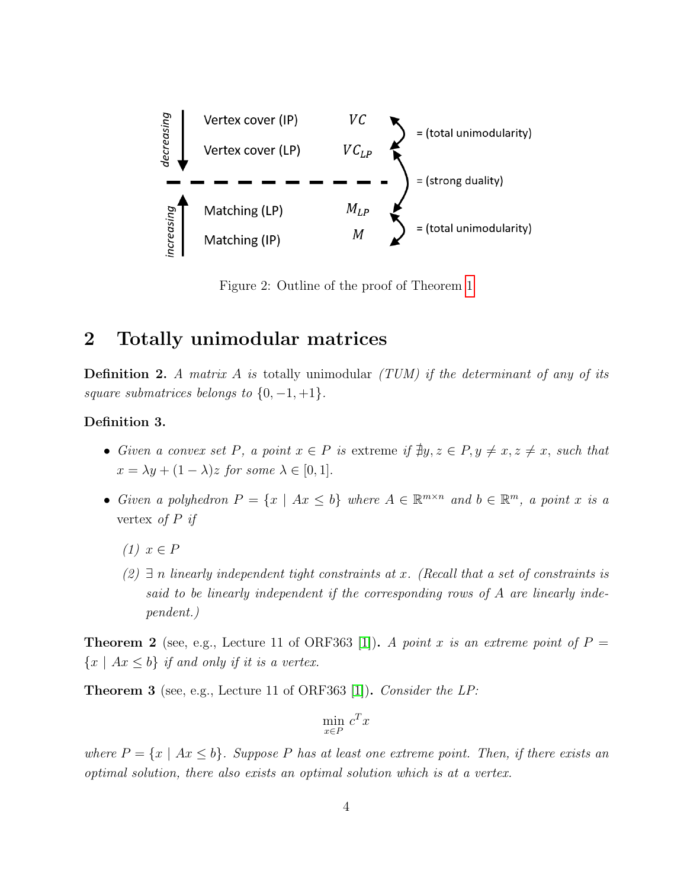Figure 2: Outline of the proof of Theorem 1

## 2 Totally unimodular matrices

**Definition 2.** *A matrix $A$ is* totally unimodular *(TUM) if the determinant of any of its square submatrices belongs to $\{0, -1, +1\}$.*

**Definition 3.**

- *Given a convex set $P$, a point $x \in P$ is* extreme *if $\nexists y, z \in P, y \neq x, z \neq x$, such that $x = \lambda y + (1 - \lambda)z$ for some $\lambda \in [0, 1]$.*
- *Given a polyhedron $P = \{x \mid Ax \leq b\}$ where $A \in \mathbb{R}^{m \times n}$ and $b \in \mathbb{R}^m$, a point $x$ is a* vertex *of $P$ if*
  - *(1) $x \in P$*
  - *(2) $\exists$ $n$ linearly independent tight constraints at $x$. (Recall that a set of constraints is said to be linearly independent if the corresponding rows of $A$ are linearly independent.)*

**Theorem 2** (see, e.g., Lecture 11 of ORF363 [1])**.** *A point $x$ is an extreme point of $P = \{x \mid Ax \leq b\}$ if and only if it is a vertex.*

**Theorem 3** (see, e.g., Lecture 11 of ORF363 [1])**.** *Consider the LP:*

$$\min_{x \in P} c^T x$$

*where $P = \{x \mid Ax \leq b\}$. Suppose $P$ has at least one extreme point. Then, if there exists an optimal solution, there also exists an optimal solution which is at a vertex.*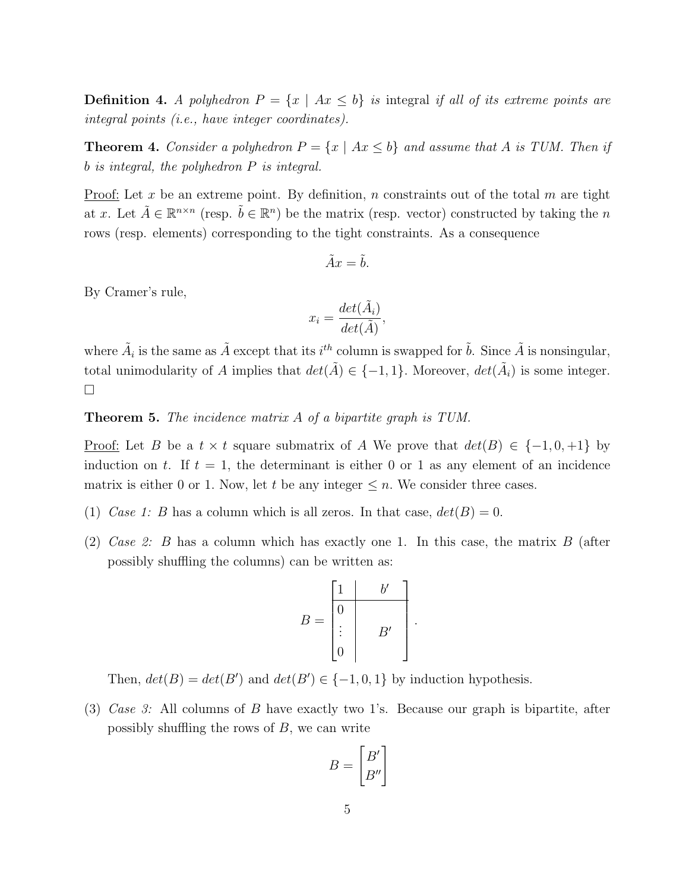**Definition 4.** *A polyhedron $P = \{x \mid Ax \leq b\}$ is* integral *if all of its extreme points are integral points (i.e., have integer coordinates).*

**Theorem 4.** *Consider a polyhedron $P = \{x \mid Ax \leq b\}$ and assume that $A$ is TUM. Then if $b$ is integral, the polyhedron $P$ is integral.*

Proof: Let $x$ be an extreme point. By definition, $n$ constraints out of the total $m$ are tight at $x$. Let $\tilde{A} \in \mathbb{R}^{n \times n}$ (resp. $\tilde{b} \in \mathbb{R}^n$) be the matrix (resp. vector) constructed by taking the $n$ rows (resp. elements) corresponding to the tight constraints. As a consequence

$$\tilde{A}x = \tilde{b}.$$

By Cramer's rule,

$$x_i = \frac{det(\tilde{A}_i)}{det(\tilde{A})},$$

where $\tilde{A}_i$ is the same as $\tilde{A}$ except that its $i^{th}$ column is swapped for $\tilde{b}$. Since $\tilde{A}$ is nonsingular, total unimodularity of $A$ implies that $det(\tilde{A}) \in \{-1, 1\}$. Moreover, $det(\tilde{A}_i)$ is some integer. □

**Theorem 5.** *The incidence matrix $A$ of a bipartite graph is TUM.*

Proof: Let $B$ be a $t \times t$ square submatrix of $A$ We prove that $det(B) \in \{-1, 0, +1\}$ by induction on $t$. If $t = 1$, the determinant is either 0 or 1 as any element of an incidence matrix is either 0 or 1. Now, let $t$ be any integer $\leq n$. We consider three cases.

(1) *Case 1:* $B$ has a column which is all zeros. In that case, $det(B) = 0$.

(2) *Case 2:* $B$ has a column which has exactly one 1. In this case, the matrix $B$ (after possibly shuffling the columns) can be written as:

$$B = \left[\begin{array}{c|c} 1 & b' \\ \hline 0 & \\ \vdots & B' \\ 0 & \end{array}\right].$$

Then, $det(B) = det(B')$ and $det(B') \in \{-1, 0, 1\}$ by induction hypothesis.

(3) *Case 3:* All columns of $B$ have exactly two 1's. Because our graph is bipartite, after possibly shuffling the rows of $B$, we can write

$$B = \begin{bmatrix} B' \\ B'' \end{bmatrix}$$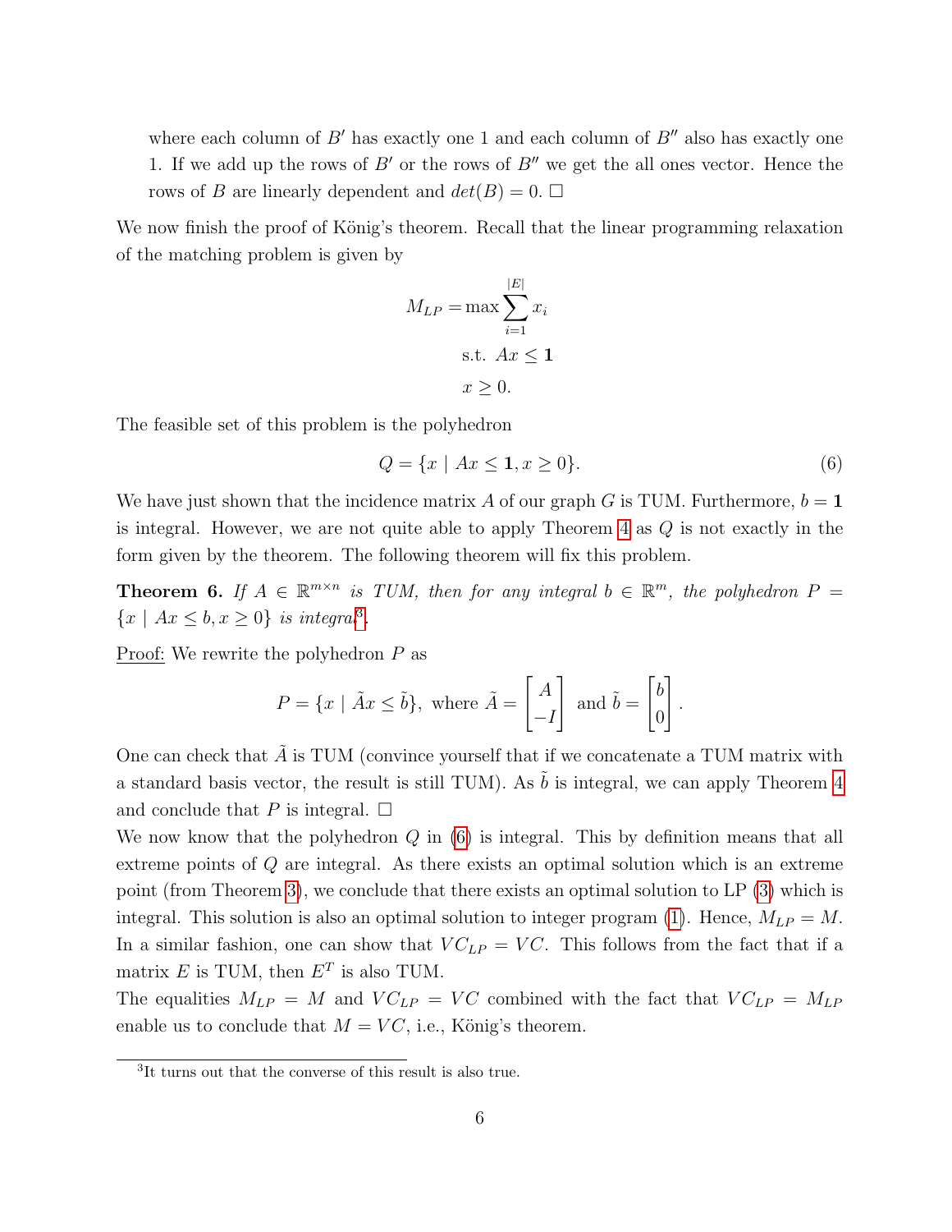where each column of $B'$ has exactly one 1 and each column of $B''$ also has exactly one 1. If we add up the rows of $B'$ or the rows of $B''$ we get the all ones vector. Hence the rows of $B$ are linearly dependent and $det(B) = 0$. □

We now finish the proof of König's theorem. Recall that the linear programming relaxation of the matching problem is given by

$$
\begin{aligned}
M_{LP} = \max & \sum_{i=1}^{|E|} x_i \\
\text{s.t. } & Ax \leq \mathbf{1} \\
& x \geq 0.
\end{aligned}
$$

The feasible set of this problem is the polyhedron

$$
Q = \{x \mid Ax \leq \mathbf{1}, x \geq 0\}. \tag{6}
$$

We have just shown that the incidence matrix $A$ of our graph $G$ is TUM. Furthermore, $b = \mathbf{1}$ is integral. However, we are not quite able to apply Theorem 4 as $Q$ is not exactly in the form given by the theorem. The following theorem will fix this problem.

**Theorem 6.** *If $A \in \mathbb{R}^{m \times n}$ is TUM, then for any integral $b \in \mathbb{R}^m$, the polyhedron $P = \{x \mid Ax \leq b, x \geq 0\}$ is integral*[3]*.*

Proof: We rewrite the polyhedron $P$ as

$$
P = \{x \mid \tilde{A}x \leq \tilde{b}\}, \text{ where } \tilde{A} = \begin{bmatrix} A \\ -I \end{bmatrix} \text{ and } \tilde{b} = \begin{bmatrix} b \\ 0 \end{bmatrix}.
$$

One can check that $\tilde{A}$ is TUM (convince yourself that if we concatenate a TUM matrix with a standard basis vector, the result is still TUM). As $\tilde{b}$ is integral, we can apply Theorem 4 and conclude that $P$ is integral. □

We now know that the polyhedron $Q$ in (6) is integral. This by definition means that all extreme points of $Q$ are integral. As there exists an optimal solution which is an extreme point (from Theorem 3), we conclude that there exists an optimal solution to LP (3) which is integral. This solution is also an optimal solution to integer program (1). Hence, $M_{LP} = M$. In a similar fashion, one can show that $VC_{LP} = VC$. This follows from the fact that if a matrix $E$ is TUM, then $E^T$ is also TUM.

The equalities $M_{LP} = M$ and $VC_{LP} = VC$ combined with the fact that $VC_{LP} = M_{LP}$ enable us to conclude that $M = VC$, i.e., König's theorem.

[3] It turns out that the converse of this result is also true.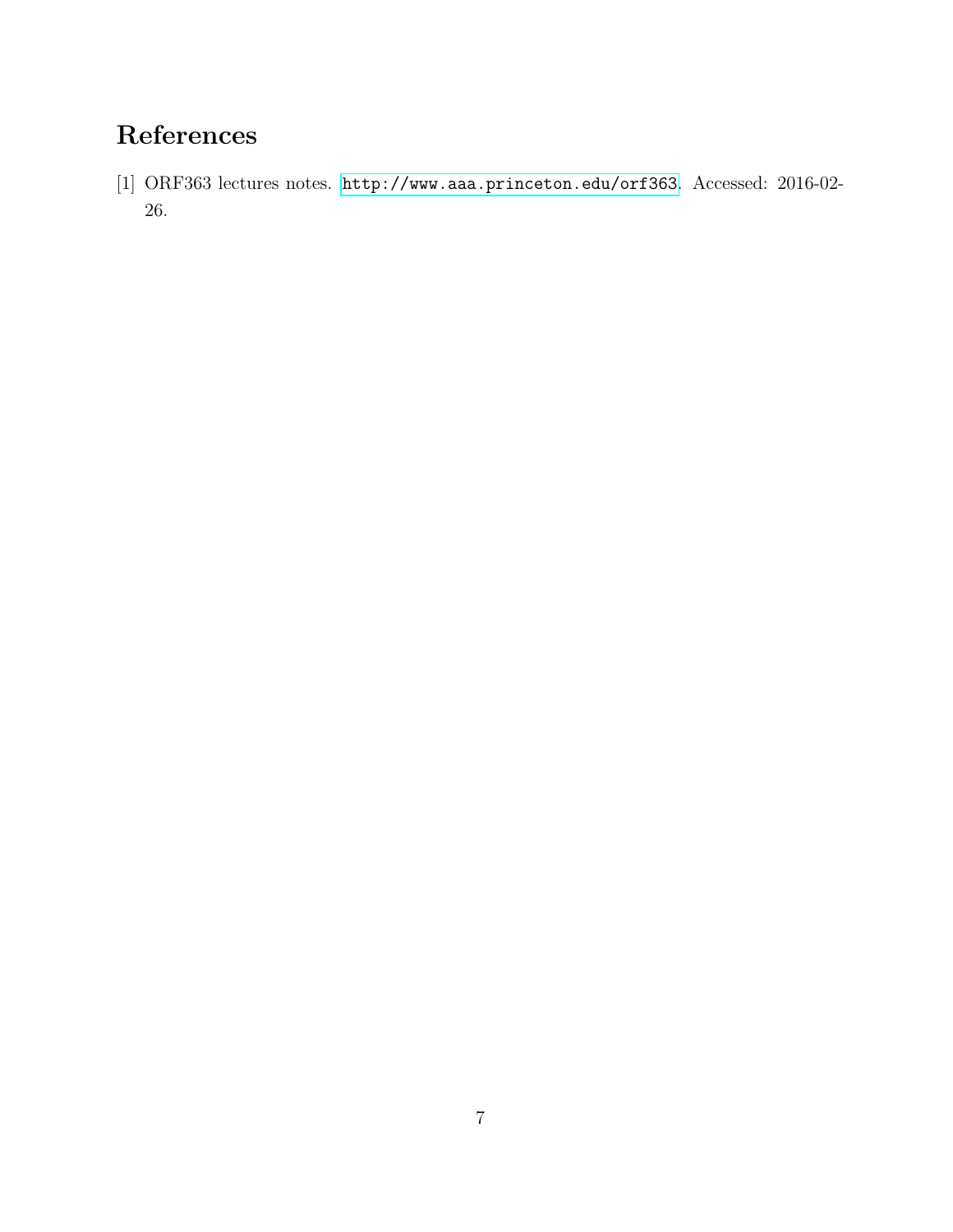# References

[1] ORF363 lectures notes. http://www.aaa.princeton.edu/orf363. Accessed: 2016-02-26.